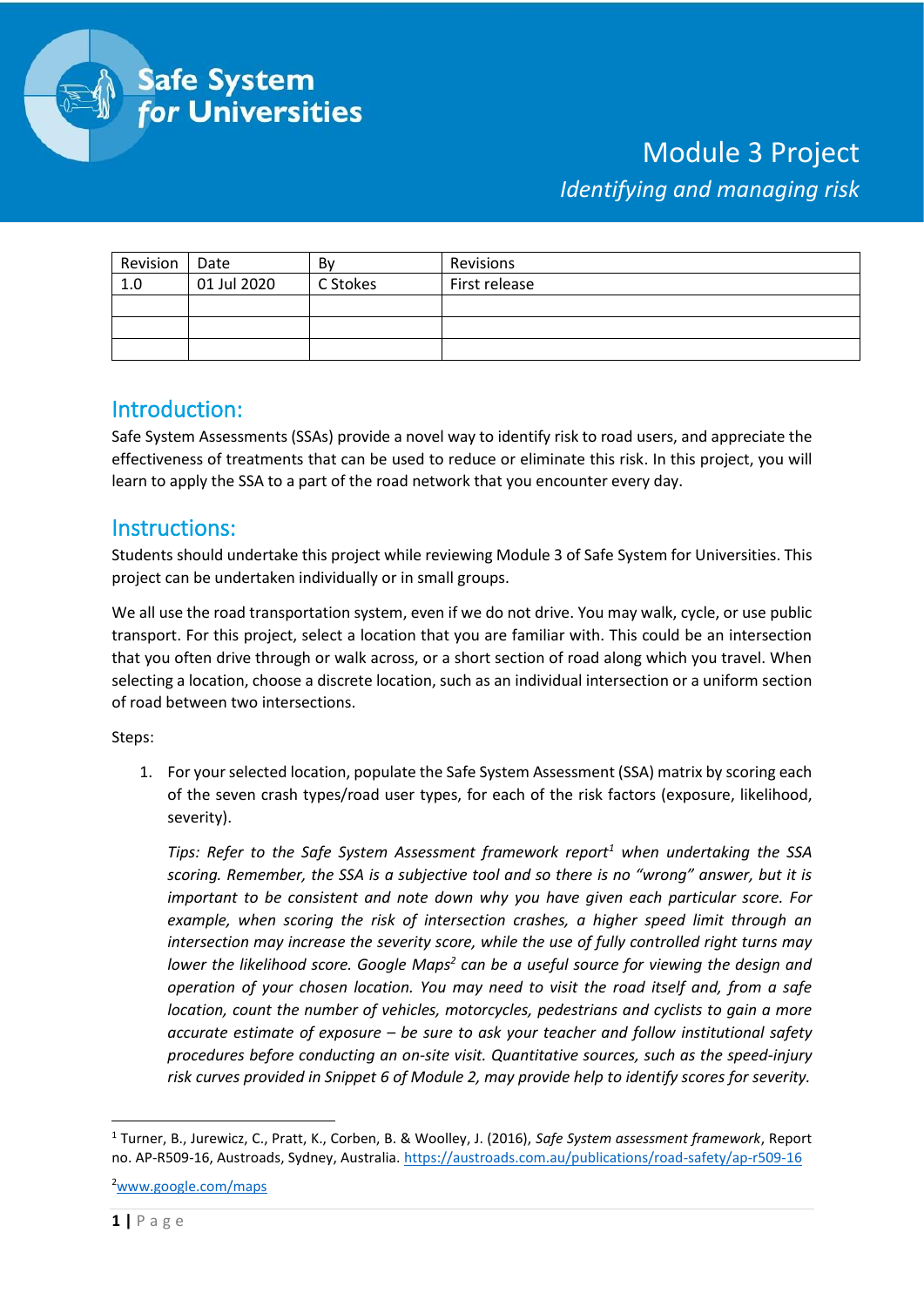Safe System for Universities

# Module 3 Project

*Identifying and managing risk*

| Revision | Date | By | Revisions |
|---|---|---|---|
| 1.0 | 01 Jul 2020 | C Stokes | First release |
| | | | |
| | | | |
| | | | |

## Introduction:

Safe System Assessments (SSAs) provide a novel way to identify risk to road users, and appreciate the effectiveness of treatments that can be used to reduce or eliminate this risk. In this project, you will learn to apply the SSA to a part of the road network that you encounter every day.

## Instructions:

Students should undertake this project while reviewing Module 3 of Safe System for Universities. This project can be undertaken individually or in small groups.

We all use the road transportation system, even if we do not drive. You may walk, cycle, or use public transport. For this project, select a location that you are familiar with. This could be an intersection that you often drive through or walk across, or a short section of road along which you travel. When selecting a location, choose a discrete location, such as an individual intersection or a uniform section of road between two intersections.

Steps:

1. For your selected location, populate the Safe System Assessment (SSA) matrix by scoring each of the seven crash types/road user types, for each of the risk factors (exposure, likelihood, severity).

   *Tips: Refer to the Safe System Assessment framework report[1] when undertaking the SSA scoring. Remember, the SSA is a subjective tool and so there is no "wrong" answer, but it is important to be consistent and note down why you have given each particular score. For example, when scoring the risk of intersection crashes, a higher speed limit through an intersection may increase the severity score, while the use of fully controlled right turns may lower the likelihood score. Google Maps[2] can be a useful source for viewing the design and operation of your chosen location. You may need to visit the road itself and, from a safe location, count the number of vehicles, motorcycles, pedestrians and cyclists to gain a more accurate estimate of exposure – be sure to ask your teacher and follow institutional safety procedures before conducting an on-site visit. Quantitative sources, such as the speed-injury risk curves provided in Snippet 6 of Module 2, may provide help to identify scores for severity.*

---

[1] Turner, B., Jurewicz, C., Pratt, K., Corben, B. & Woolley, J. (2016), *Safe System assessment framework*, Report no. AP-R509-16, Austroads, Sydney, Australia. https://austroads.com.au/publications/road-safety/ap-r509-16

[2] www.google.com/maps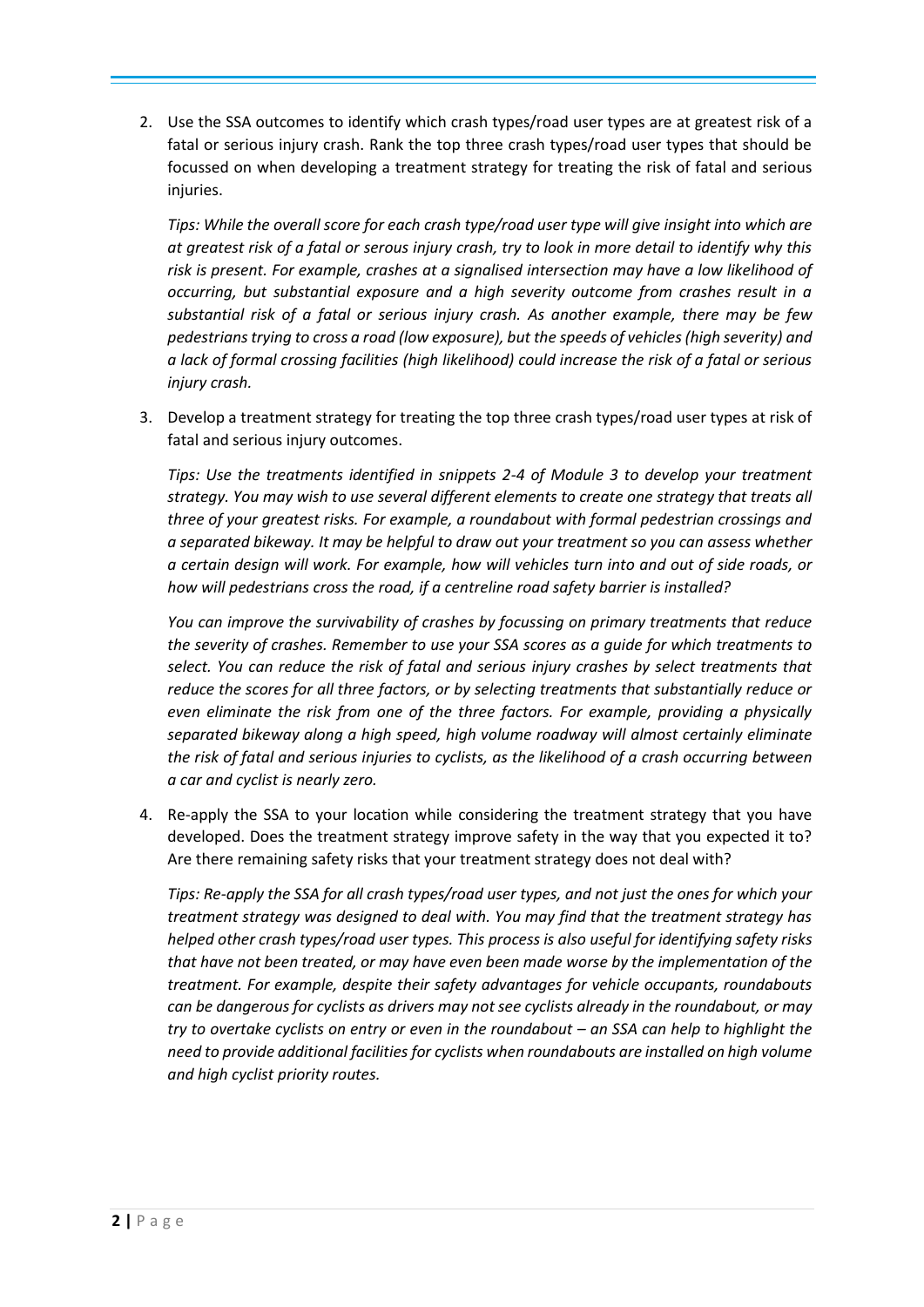2. Use the SSA outcomes to identify which crash types/road user types are at greatest risk of a fatal or serious injury crash. Rank the top three crash types/road user types that should be focussed on when developing a treatment strategy for treating the risk of fatal and serious injuries.

   *Tips: While the overall score for each crash type/road user type will give insight into which are at greatest risk of a fatal or serous injury crash, try to look in more detail to identify why this risk is present. For example, crashes at a signalised intersection may have a low likelihood of occurring, but substantial exposure and a high severity outcome from crashes result in a substantial risk of a fatal or serious injury crash. As another example, there may be few pedestrians trying to cross a road (low exposure), but the speeds of vehicles (high severity) and a lack of formal crossing facilities (high likelihood) could increase the risk of a fatal or serious injury crash.*

3. Develop a treatment strategy for treating the top three crash types/road user types at risk of fatal and serious injury outcomes.

   *Tips: Use the treatments identified in snippets 2-4 of Module 3 to develop your treatment strategy. You may wish to use several different elements to create one strategy that treats all three of your greatest risks. For example, a roundabout with formal pedestrian crossings and a separated bikeway. It may be helpful to draw out your treatment so you can assess whether a certain design will work. For example, how will vehicles turn into and out of side roads, or how will pedestrians cross the road, if a centreline road safety barrier is installed?*

   *You can improve the survivability of crashes by focussing on primary treatments that reduce the severity of crashes. Remember to use your SSA scores as a guide for which treatments to select. You can reduce the risk of fatal and serious injury crashes by select treatments that reduce the scores for all three factors, or by selecting treatments that substantially reduce or even eliminate the risk from one of the three factors. For example, providing a physically separated bikeway along a high speed, high volume roadway will almost certainly eliminate the risk of fatal and serious injuries to cyclists, as the likelihood of a crash occurring between a car and cyclist is nearly zero.*

4. Re-apply the SSA to your location while considering the treatment strategy that you have developed. Does the treatment strategy improve safety in the way that you expected it to? Are there remaining safety risks that your treatment strategy does not deal with?

   *Tips: Re-apply the SSA for all crash types/road user types, and not just the ones for which your treatment strategy was designed to deal with. You may find that the treatment strategy has helped other crash types/road user types. This process is also useful for identifying safety risks that have not been treated, or may have even been made worse by the implementation of the treatment. For example, despite their safety advantages for vehicle occupants, roundabouts can be dangerous for cyclists as drivers may not see cyclists already in the roundabout, or may try to overtake cyclists on entry or even in the roundabout – an SSA can help to highlight the need to provide additional facilities for cyclists when roundabouts are installed on high volume and high cyclist priority routes.*